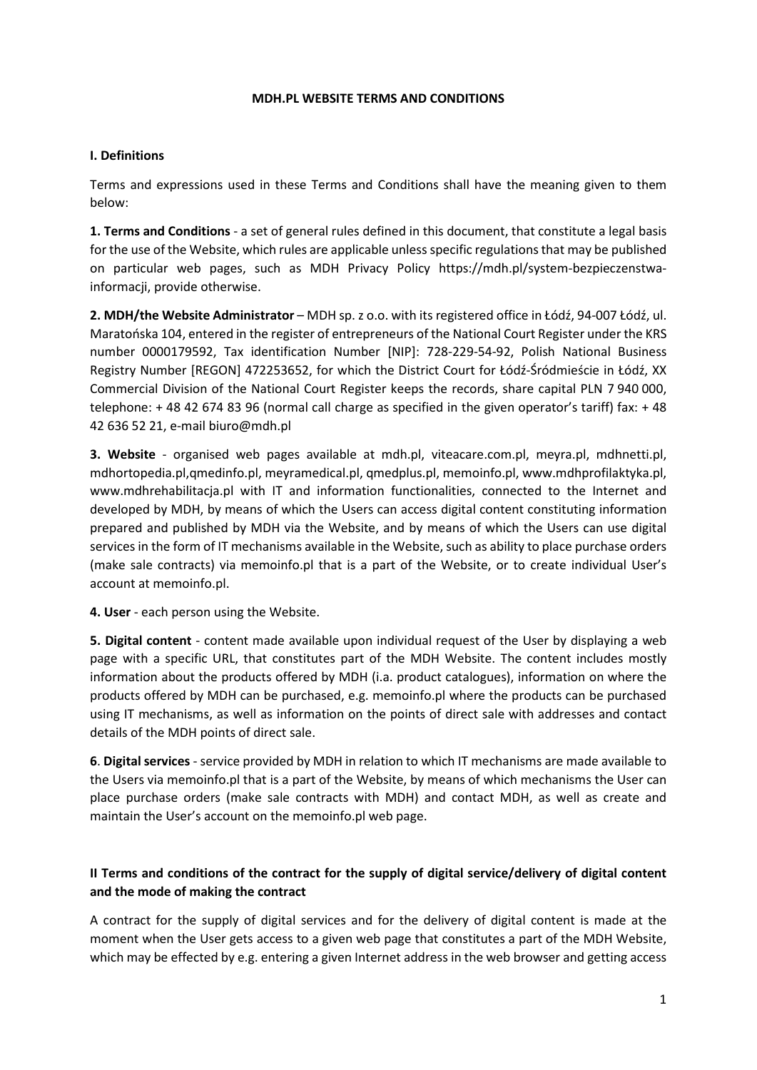# MDH.PL WEBSITE TERMS AND CONDITIONS

## I. Definitions

Terms and expressions used in these Terms and Conditions shall have the meaning given to them below:

**1. Terms and Conditions** - a set of general rules defined in this document, that constitute a legal basis for the use of the Website, which rules are applicable unless specific regulations that may be published on particular web pages, such as MDH Privacy Policy https://mdh.pl/system-bezpieczenstwa-informacji, provide otherwise.

**2. MDH/the Website Administrator** – MDH sp. z o.o. with its registered office in Łódź, 94-007 Łódź, ul. Maratońska 104, entered in the register of entrepreneurs of the National Court Register under the KRS number 0000179592, Tax identification Number [NIP]: 728-229-54-92, Polish National Business Registry Number [REGON] 472253652, for which the District Court for Łódź-Śródmieście in Łódź, XX Commercial Division of the National Court Register keeps the records, share capital PLN 7 940 000, telephone: + 48 42 674 83 96 (normal call charge as specified in the given operator's tariff) fax: + 48 42 636 52 21, e-mail biuro@mdh.pl

**3. Website** - organised web pages available at mdh.pl, viteacare.com.pl, meyra.pl, mdhnetti.pl, mdhortopedia.pl,qmedinfo.pl, meyramedical.pl, qmedplus.pl, memoinfo.pl, www.mdhprofilaktyka.pl, www.mdhrehabilitacja.pl with IT and information functionalities, connected to the Internet and developed by MDH, by means of which the Users can access digital content constituting information prepared and published by MDH via the Website, and by means of which the Users can use digital services in the form of IT mechanisms available in the Website, such as ability to place purchase orders (make sale contracts) via memoinfo.pl that is a part of the Website, or to create individual User's account at memoinfo.pl.

**4. User** - each person using the Website.

**5. Digital content** - content made available upon individual request of the User by displaying a web page with a specific URL, that constitutes part of the MDH Website. The content includes mostly information about the products offered by MDH (i.a. product catalogues), information on where the products offered by MDH can be purchased, e.g. memoinfo.pl where the products can be purchased using IT mechanisms, as well as information on the points of direct sale with addresses and contact details of the MDH points of direct sale.

**6. Digital services** - service provided by MDH in relation to which IT mechanisms are made available to the Users via memoinfo.pl that is a part of the Website, by means of which mechanisms the User can place purchase orders (make sale contracts with MDH) and contact MDH, as well as create and maintain the User's account on the memoinfo.pl web page.

## II Terms and conditions of the contract for the supply of digital service/delivery of digital content and the mode of making the contract

A contract for the supply of digital services and for the delivery of digital content is made at the moment when the User gets access to a given web page that constitutes a part of the MDH Website, which may be effected by e.g. entering a given Internet address in the web browser and getting access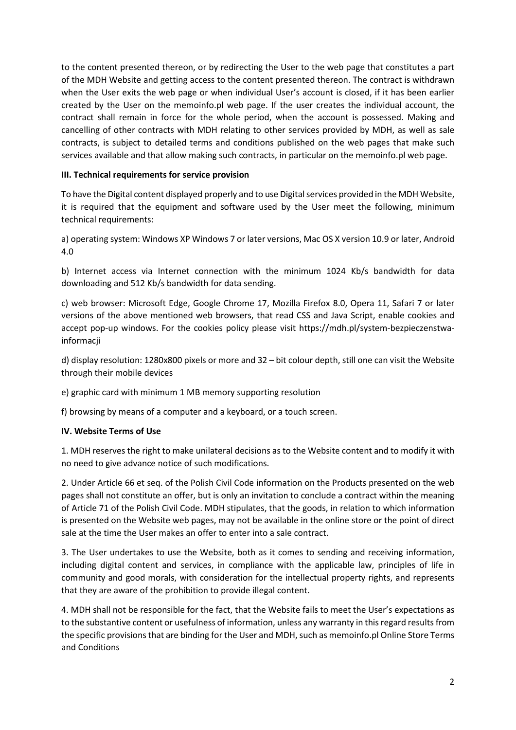to the content presented thereon, or by redirecting the User to the web page that constitutes a part of the MDH Website and getting access to the content presented thereon. The contract is withdrawn when the User exits the web page or when individual User's account is closed, if it has been earlier created by the User on the memoinfo.pl web page. If the user creates the individual account, the contract shall remain in force for the whole period, when the account is possessed. Making and cancelling of other contracts with MDH relating to other services provided by MDH, as well as sale contracts, is subject to detailed terms and conditions published on the web pages that make such services available and that allow making such contracts, in particular on the memoinfo.pl web page.

## III. Technical requirements for service provision

To have the Digital content displayed properly and to use Digital services provided in the MDH Website, it is required that the equipment and software used by the User meet the following, minimum technical requirements:

a) operating system: Windows XP Windows 7 or later versions, Mac OS X version 10.9 or later, Android 4.0

b) Internet access via Internet connection with the minimum 1024 Kb/s bandwidth for data downloading and 512 Kb/s bandwidth for data sending.

c) web browser: Microsoft Edge, Google Chrome 17, Mozilla Firefox 8.0, Opera 11, Safari 7 or later versions of the above mentioned web browsers, that read CSS and Java Script, enable cookies and accept pop-up windows. For the cookies policy please visit https://mdh.pl/system-bezpieczenstwa-informacji

d) display resolution: 1280x800 pixels or more and 32 – bit colour depth, still one can visit the Website through their mobile devices

e) graphic card with minimum 1 MB memory supporting resolution

f) browsing by means of a computer and a keyboard, or a touch screen.

## IV. Website Terms of Use

1. MDH reserves the right to make unilateral decisions as to the Website content and to modify it with no need to give advance notice of such modifications.

2. Under Article 66 et seq. of the Polish Civil Code information on the Products presented on the web pages shall not constitute an offer, but is only an invitation to conclude a contract within the meaning of Article 71 of the Polish Civil Code. MDH stipulates, that the goods, in relation to which information is presented on the Website web pages, may not be available in the online store or the point of direct sale at the time the User makes an offer to enter into a sale contract.

3. The User undertakes to use the Website, both as it comes to sending and receiving information, including digital content and services, in compliance with the applicable law, principles of life in community and good morals, with consideration for the intellectual property rights, and represents that they are aware of the prohibition to provide illegal content.

4. MDH shall not be responsible for the fact, that the Website fails to meet the User's expectations as to the substantive content or usefulness of information, unless any warranty in this regard results from the specific provisions that are binding for the User and MDH, such as memoinfo.pl Online Store Terms and Conditions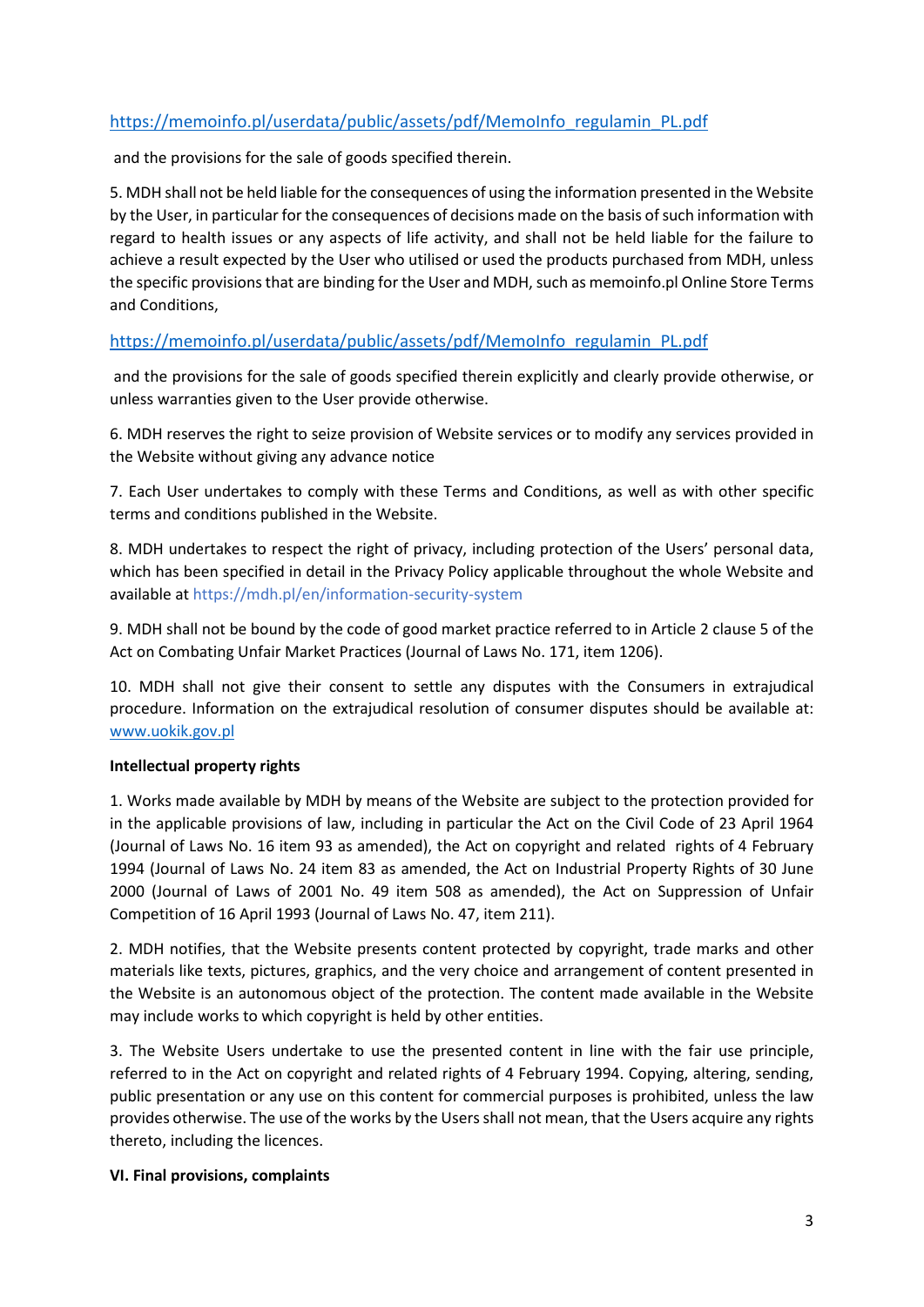https://memoinfo.pl/userdata/public/assets/pdf/MemoInfo_regulamin_PL.pdf

and the provisions for the sale of goods specified therein.

5. MDH shall not be held liable for the consequences of using the information presented in the Website by the User, in particular for the consequences of decisions made on the basis of such information with regard to health issues or any aspects of life activity, and shall not be held liable for the failure to achieve a result expected by the User who utilised or used the products purchased from MDH, unless the specific provisions that are binding for the User and MDH, such as memoinfo.pl Online Store Terms and Conditions,

https://memoinfo.pl/userdata/public/assets/pdf/MemoInfo_regulamin_PL.pdf

and the provisions for the sale of goods specified therein explicitly and clearly provide otherwise, or unless warranties given to the User provide otherwise.

6. MDH reserves the right to seize provision of Website services or to modify any services provided in the Website without giving any advance notice

7. Each User undertakes to comply with these Terms and Conditions, as well as with other specific terms and conditions published in the Website.

8. MDH undertakes to respect the right of privacy, including protection of the Users' personal data, which has been specified in detail in the Privacy Policy applicable throughout the whole Website and available at https://mdh.pl/en/information-security-system

9. MDH shall not be bound by the code of good market practice referred to in Article 2 clause 5 of the Act on Combating Unfair Market Practices (Journal of Laws No. 171, item 1206).

10. MDH shall not give their consent to settle any disputes with the Consumers in extrajudical procedure. Information on the extrajudical resolution of consumer disputes should be available at: www.uokik.gov.pl

**Intellectual property rights**

1. Works made available by MDH by means of the Website are subject to the protection provided for in the applicable provisions of law, including in particular the Act on the Civil Code of 23 April 1964 (Journal of Laws No. 16 item 93 as amended), the Act on copyright and related rights of 4 February 1994 (Journal of Laws No. 24 item 83 as amended, the Act on Industrial Property Rights of 30 June 2000 (Journal of Laws of 2001 No. 49 item 508 as amended), the Act on Suppression of Unfair Competition of 16 April 1993 (Journal of Laws No. 47, item 211).

2. MDH notifies, that the Website presents content protected by copyright, trade marks and other materials like texts, pictures, graphics, and the very choice and arrangement of content presented in the Website is an autonomous object of the protection. The content made available in the Website may include works to which copyright is held by other entities.

3. The Website Users undertake to use the presented content in line with the fair use principle, referred to in the Act on copyright and related rights of 4 February 1994. Copying, altering, sending, public presentation or any use on this content for commercial purposes is prohibited, unless the law provides otherwise. The use of the works by the Users shall not mean, that the Users acquire any rights thereto, including the licences.

**VI. Final provisions, complaints**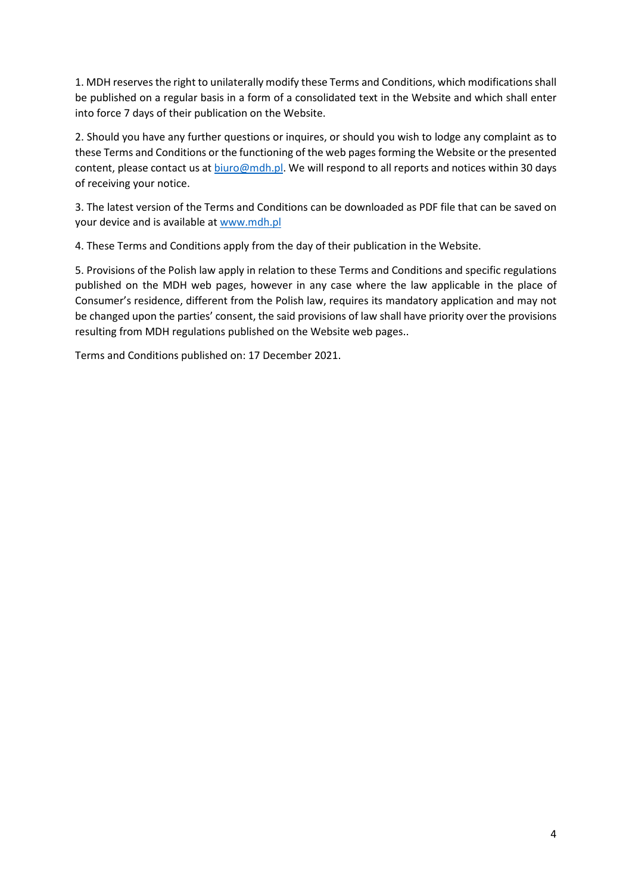1. MDH reserves the right to unilaterally modify these Terms and Conditions, which modifications shall be published on a regular basis in a form of a consolidated text in the Website and which shall enter into force 7 days of their publication on the Website.

2. Should you have any further questions or inquires, or should you wish to lodge any complaint as to these Terms and Conditions or the functioning of the web pages forming the Website or the presented content, please contact us at [biuro@mdh.pl](mailto:biuro@mdh.pl). We will respond to all reports and notices within 30 days of receiving your notice.

3. The latest version of the Terms and Conditions can be downloaded as PDF file that can be saved on your device and is available at [www.mdh.pl](http://www.mdh.pl)

4. These Terms and Conditions apply from the day of their publication in the Website.

5. Provisions of the Polish law apply in relation to these Terms and Conditions and specific regulations published on the MDH web pages, however in any case where the law applicable in the place of Consumer's residence, different from the Polish law, requires its mandatory application and may not be changed upon the parties' consent, the said provisions of law shall have priority over the provisions resulting from MDH regulations published on the Website web pages..

Terms and Conditions published on: 17 December 2021.